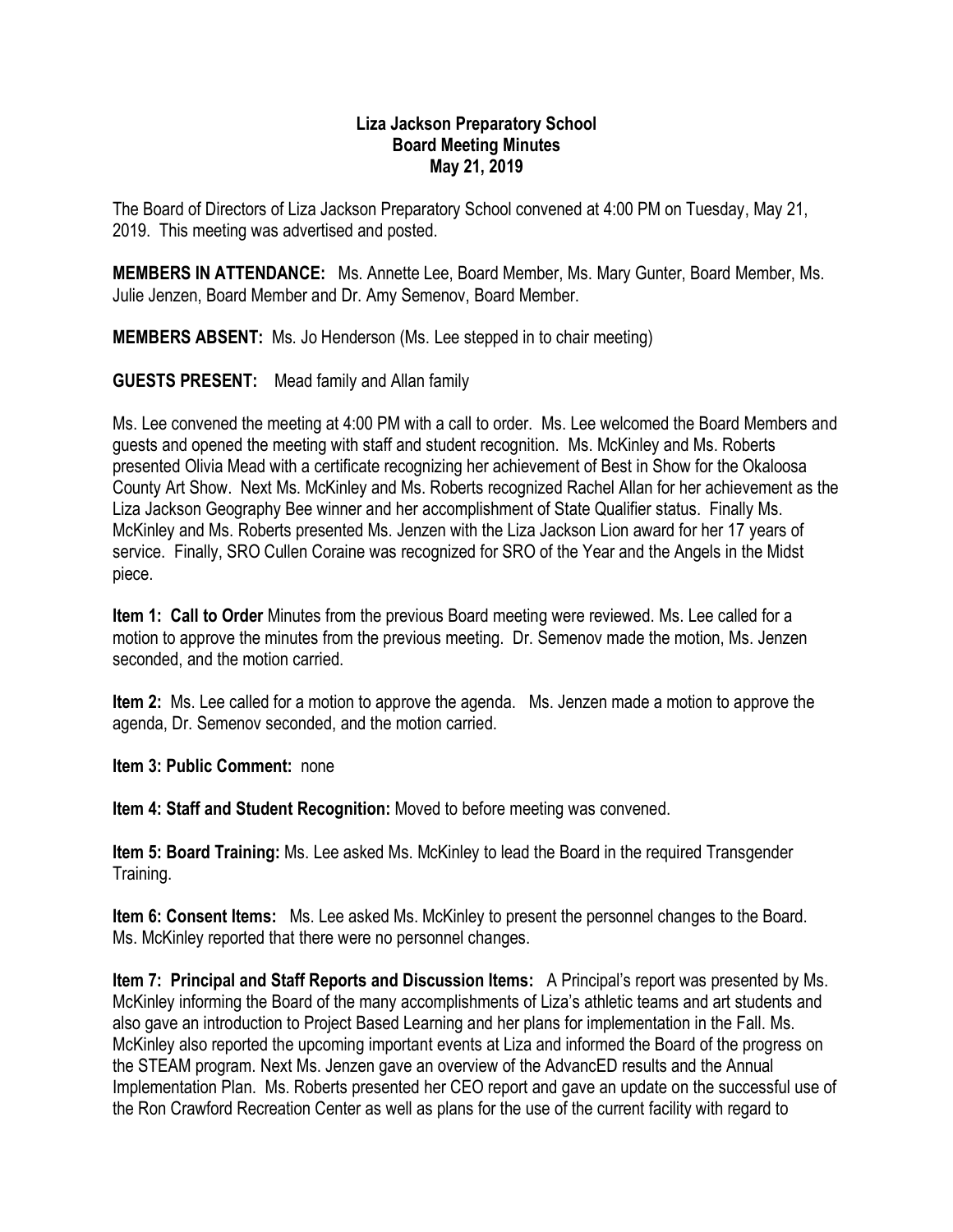**Liza Jackson Preparatory School**
**Board Meeting Minutes**
**May 21, 2019**

The Board of Directors of Liza Jackson Preparatory School convened at 4:00 PM on Tuesday, May 21, 2019. This meeting was advertised and posted.

**MEMBERS IN ATTENDANCE:** Ms. Annette Lee, Board Member, Ms. Mary Gunter, Board Member, Ms. Julie Jenzen, Board Member and Dr. Amy Semenov, Board Member.

**MEMBERS ABSENT:** Ms. Jo Henderson (Ms. Lee stepped in to chair meeting)

**GUESTS PRESENT:** Mead family and Allan family

Ms. Lee convened the meeting at 4:00 PM with a call to order. Ms. Lee welcomed the Board Members and guests and opened the meeting with staff and student recognition. Ms. McKinley and Ms. Roberts presented Olivia Mead with a certificate recognizing her achievement of Best in Show for the Okaloosa County Art Show. Next Ms. McKinley and Ms. Roberts recognized Rachel Allan for her achievement as the Liza Jackson Geography Bee winner and her accomplishment of State Qualifier status. Finally Ms. McKinley and Ms. Roberts presented Ms. Jenzen with the Liza Jackson Lion award for her 17 years of service. Finally, SRO Cullen Coraine was recognized for SRO of the Year and the Angels in the Midst piece.

**Item 1: Call to Order** Minutes from the previous Board meeting were reviewed. Ms. Lee called for a motion to approve the minutes from the previous meeting. Dr. Semenov made the motion, Ms. Jenzen seconded, and the motion carried.

**Item 2:** Ms. Lee called for a motion to approve the agenda. Ms. Jenzen made a motion to approve the agenda, Dr. Semenov seconded, and the motion carried.

**Item 3: Public Comment:** none

**Item 4: Staff and Student Recognition:** Moved to before meeting was convened.

**Item 5: Board Training:** Ms. Lee asked Ms. McKinley to lead the Board in the required Transgender Training.

**Item 6: Consent Items:** Ms. Lee asked Ms. McKinley to present the personnel changes to the Board. Ms. McKinley reported that there were no personnel changes.

**Item 7: Principal and Staff Reports and Discussion Items:** A Principal's report was presented by Ms. McKinley informing the Board of the many accomplishments of Liza's athletic teams and art students and also gave an introduction to Project Based Learning and her plans for implementation in the Fall. Ms. McKinley also reported the upcoming important events at Liza and informed the Board of the progress on the STEAM program. Next Ms. Jenzen gave an overview of the AdvancED results and the Annual Implementation Plan. Ms. Roberts presented her CEO report and gave an update on the successful use of the Ron Crawford Recreation Center as well as plans for the use of the current facility with regard to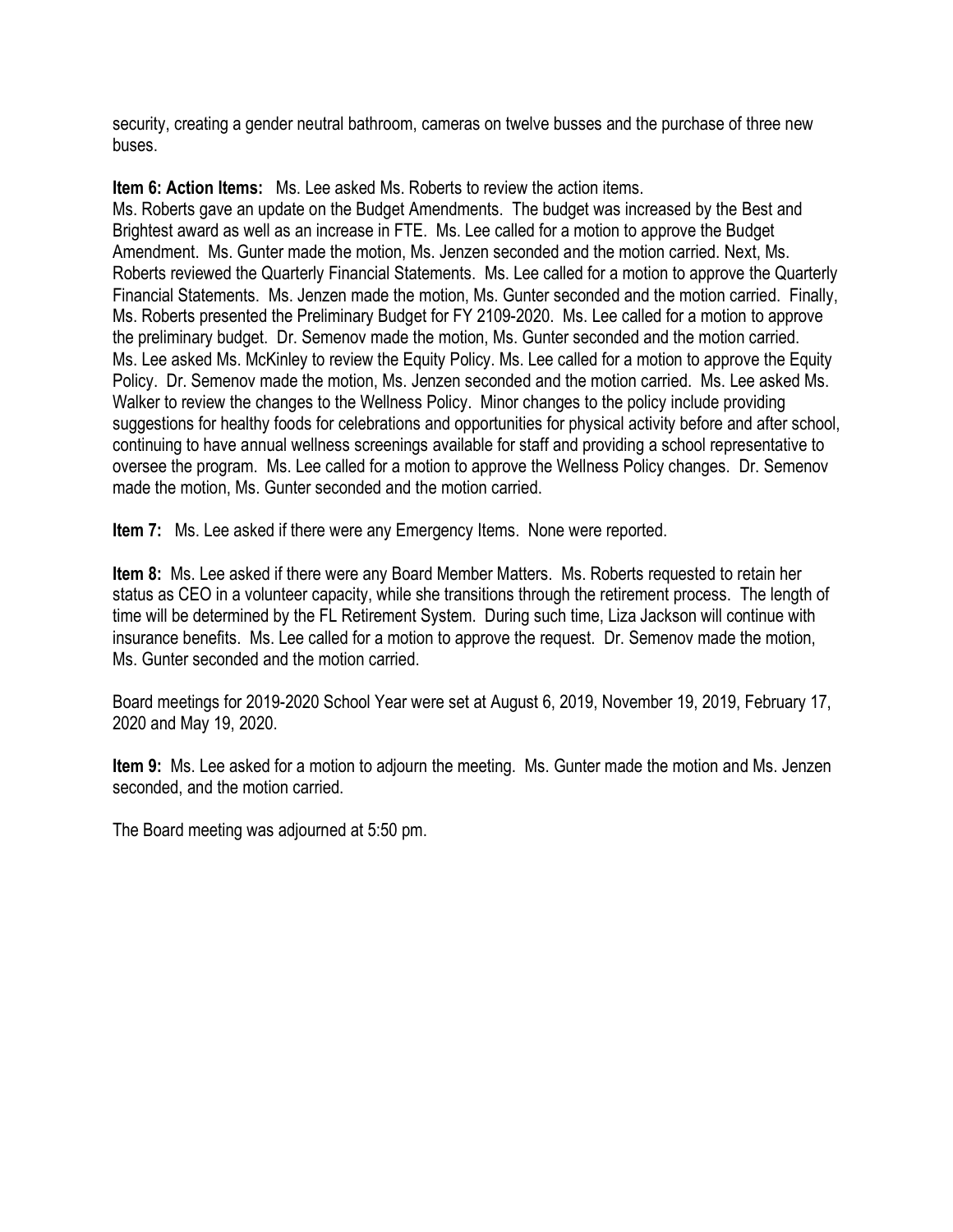security, creating a gender neutral bathroom, cameras on twelve busses and the purchase of three new buses.

**Item 6: Action Items:** Ms. Lee asked Ms. Roberts to review the action items.
Ms. Roberts gave an update on the Budget Amendments. The budget was increased by the Best and Brightest award as well as an increase in FTE. Ms. Lee called for a motion to approve the Budget Amendment. Ms. Gunter made the motion, Ms. Jenzen seconded and the motion carried. Next, Ms. Roberts reviewed the Quarterly Financial Statements. Ms. Lee called for a motion to approve the Quarterly Financial Statements. Ms. Jenzen made the motion, Ms. Gunter seconded and the motion carried. Finally, Ms. Roberts presented the Preliminary Budget for FY 2109-2020. Ms. Lee called for a motion to approve the preliminary budget. Dr. Semenov made the motion, Ms. Gunter seconded and the motion carried. Ms. Lee asked Ms. McKinley to review the Equity Policy. Ms. Lee called for a motion to approve the Equity Policy. Dr. Semenov made the motion, Ms. Jenzen seconded and the motion carried. Ms. Lee asked Ms. Walker to review the changes to the Wellness Policy. Minor changes to the policy include providing suggestions for healthy foods for celebrations and opportunities for physical activity before and after school, continuing to have annual wellness screenings available for staff and providing a school representative to oversee the program. Ms. Lee called for a motion to approve the Wellness Policy changes. Dr. Semenov made the motion, Ms. Gunter seconded and the motion carried.

**Item 7:** Ms. Lee asked if there were any Emergency Items. None were reported.

**Item 8:** Ms. Lee asked if there were any Board Member Matters. Ms. Roberts requested to retain her status as CEO in a volunteer capacity, while she transitions through the retirement process. The length of time will be determined by the FL Retirement System. During such time, Liza Jackson will continue with insurance benefits. Ms. Lee called for a motion to approve the request. Dr. Semenov made the motion, Ms. Gunter seconded and the motion carried.

Board meetings for 2019-2020 School Year were set at August 6, 2019, November 19, 2019, February 17, 2020 and May 19, 2020.

**Item 9:** Ms. Lee asked for a motion to adjourn the meeting. Ms. Gunter made the motion and Ms. Jenzen seconded, and the motion carried.

The Board meeting was adjourned at 5:50 pm.